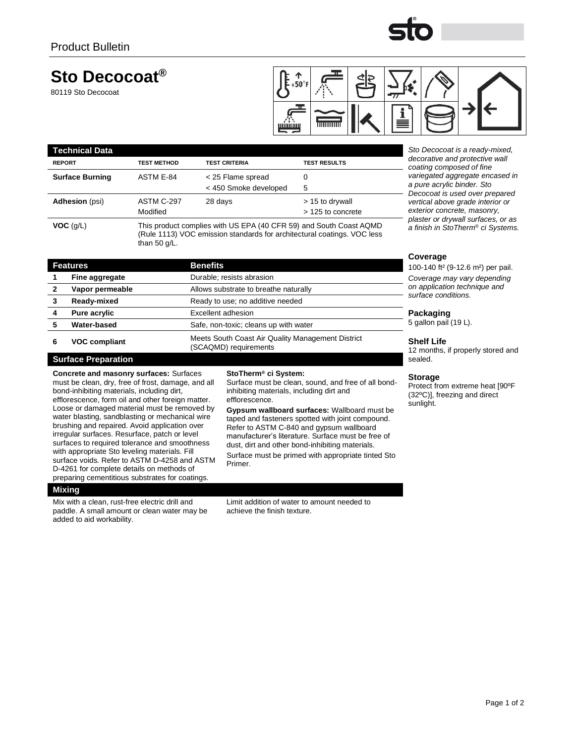Product Bulletin

# Sto Decocoat®

80119 Sto Decocoat

*Sto Decocoat is a ready-mixed, decorative and protective wall coating composed of fine variegated aggregate encased in a pure acrylic binder. Sto Decocoat is used over prepared vertical above grade interior or exterior concrete, masonry, plaster or drywall surfaces, or as a finish in StoTherm® ci Systems.*

## Technical Data

| REPORT | TEST METHOD | TEST CRITERIA | TEST RESULTS |
|---|---|---|---|
| **Surface Burning** | ASTM E-84 | < 25 Flame spread | 0 |
| | | < 450 Smoke developed | 5 |
| **Adhesion** (psi) | ASTM C-297 Modified | 28 days | > 15 to drywall |
| | | | > 125 to concrete |
| **VOC** (g/L) | This product complies with US EPA (40 CFR 59) and South Coast AQMD (Rule 1113) VOC emission standards for architectural coatings. VOC less than 50 g/L. | | |

## Features / Benefits

| | Features | Benefits |
|---|---|---|
| 1 | **Fine aggregate** | Durable; resists abrasion |
| 2 | **Vapor permeable** | Allows substrate to breathe naturally |
| 3 | **Ready-mixed** | Ready to use; no additive needed |
| 4 | **Pure acrylic** | Excellent adhesion |
| 5 | **Water-based** | Safe, non-toxic; cleans up with water |
| 6 | **VOC compliant** | Meets South Coast Air Quality Management District (SCAQMD) requirements |

## Surface Preparation

**Concrete and masonry surfaces:** Surfaces must be clean, dry, free of frost, damage, and all bond-inhibiting materials, including dirt, efflorescence, form oil and other foreign matter. Loose or damaged material must be removed by water blasting, sandblasting or mechanical wire brushing and repaired. Avoid application over irregular surfaces. Resurface, patch or level surfaces to required tolerance and smoothness with appropriate Sto leveling materials. Fill surface voids. Refer to ASTM D-4258 and ASTM D-4261 for complete details on methods of preparing cementitious substrates for coatings.

**StoTherm® ci System:**
Surface must be clean, sound, and free of all bond-inhibiting materials, including dirt and efflorescence.

**Gypsum wallboard surfaces:** Wallboard must be taped and fasteners spotted with joint compound. Refer to ASTM C-840 and gypsum wallboard manufacturer's literature. Surface must be free of dust, dirt and other bond-inhibiting materials.

Surface must be primed with appropriate tinted Sto Primer.

## Mixing

Mix with a clean, rust-free electric drill and paddle. A small amount or clean water may be added to aid workability.

Limit addition of water to amount needed to achieve the finish texture.

### Coverage

100-140 ft² (9-12.6 m²) per pail.

*Coverage may vary depending on application technique and surface conditions.*

### Packaging

5 gallon pail (19 L).

### Shelf Life

12 months, if properly stored and sealed.

### Storage

Protect from extreme heat [90ºF (32ºC)], freezing and direct sunlight.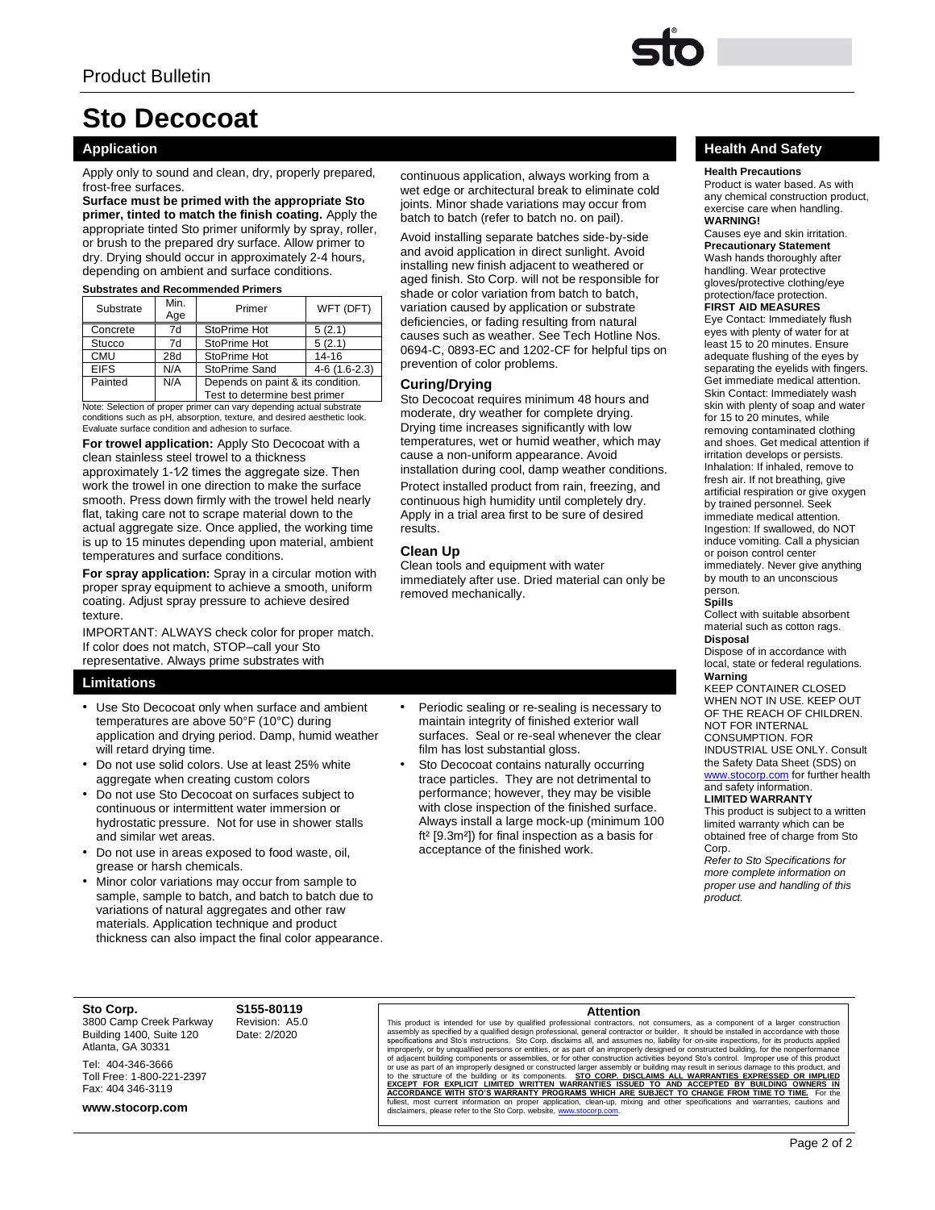Product Bulletin

# Sto Decocoat

## Application

Apply only to sound and clean, dry, properly prepared, frost-free surfaces.

**Surface must be primed with the appropriate Sto primer, tinted to match the finish coating.** Apply the appropriate tinted Sto primer uniformly by spray, roller, or brush to the prepared dry surface. Allow primer to dry. Drying should occur in approximately 2-4 hours, depending on ambient and surface conditions.

**Substrates and Recommended Primers**

| Substrate | Min. Age | Primer | WFT (DFT) |
|---|---|---|---|
| Concrete | 7d | StoPrime Hot | 5 (2.1) |
| Stucco | 7d | StoPrime Hot | 5 (2.1) |
| CMU | 28d | StoPrime Hot | 14-16 |
| EIFS | N/A | StoPrime Sand | 4-6 (1.6-2.3) |
| Painted | N/A | Depends on paint & its condition. Test to determine best primer | |

Note: Selection of proper primer can vary depending actual substrate conditions such as pH, absorption, texture, and desired aesthetic look. Evaluate surface condition and adhesion to surface.

**For trowel application:** Apply Sto Decocoat with a clean stainless steel trowel to a thickness approximately 1-1⁄2 times the aggregate size. Then work the trowel in one direction to make the surface smooth. Press down firmly with the trowel held nearly flat, taking care not to scrape material down to the actual aggregate size. Once applied, the working time is up to 15 minutes depending upon material, ambient temperatures and surface conditions.

**For spray application:** Spray in a circular motion with proper spray equipment to achieve a smooth, uniform coating. Adjust spray pressure to achieve desired texture.

IMPORTANT: ALWAYS check color for proper match. If color does not match, STOP–call your Sto representative. Always prime substrates with continuous application, always working from a wet edge or architectural break to eliminate cold joints. Minor shade variations may occur from batch to batch (refer to batch no. on pail).

Avoid installing separate batches side-by-side and avoid application in direct sunlight. Avoid installing new finish adjacent to weathered or aged finish. Sto Corp. will not be responsible for shade or color variation from batch to batch, variation caused by application or substrate deficiencies, or fading resulting from natural causes such as weather. See Tech Hotline Nos. 0694-C, 0893-EC and 1202-CF for helpful tips on prevention of color problems.

### Curing/Drying

Sto Decocoat requires minimum 48 hours and moderate, dry weather for complete drying. Drying time increases significantly with low temperatures, wet or humid weather, which may cause a non-uniform appearance. Avoid installation during cool, damp weather conditions.

Protect installed product from rain, freezing, and continuous high humidity until completely dry. Apply in a trial area first to be sure of desired results.

### Clean Up

Clean tools and equipment with water immediately after use. Dried material can only be removed mechanically.

## Limitations

- Use Sto Decocoat only when surface and ambient temperatures are above 50°F (10°C) during application and drying period. Damp, humid weather will retard drying time.
- Do not use solid colors. Use at least 25% white aggregate when creating custom colors
- Do not use Sto Decocoat on surfaces subject to continuous or intermittent water immersion or hydrostatic pressure. Not for use in shower stalls and similar wet areas.
- Do not use in areas exposed to food waste, oil, grease or harsh chemicals.
- Minor color variations may occur from sample to sample, sample to batch, and batch to batch due to variations of natural aggregates and other raw materials. Application technique and product thickness can also impact the final color appearance.
- Periodic sealing or re-sealing is necessary to maintain integrity of finished exterior wall surfaces. Seal or re-seal whenever the clear film has lost substantial gloss.
- Sto Decocoat contains naturally occurring trace particles. They are not detrimental to performance; however, they may be visible with close inspection of the finished surface. Always install a large mock-up (minimum 100 ft² [9.3m²]) for final inspection as a basis for acceptance of the finished work.

## Health And Safety

**Health Precautions**
Product is water based. As with any chemical construction product, exercise care when handling.

**WARNING!**
Causes eye and skin irritation.

**Precautionary Statement**
Wash hands thoroughly after handling. Wear protective gloves/protective clothing/eye protection/face protection.

**FIRST AID MEASURES**
Eye Contact: Immediately flush eyes with plenty of water for at least 15 to 20 minutes. Ensure adequate flushing of the eyes by separating the eyelids with fingers. Get immediate medical attention.
Skin Contact: Immediately wash skin with plenty of soap and water for 15 to 20 minutes, while removing contaminated clothing and shoes. Get medical attention if irritation develops or persists.
Inhalation: If inhaled, remove to fresh air. If not breathing, give artificial respiration or give oxygen by trained personnel. Seek immediate medical attention.
Ingestion: If swallowed, do NOT induce vomiting. Call a physician or poison control center immediately. Never give anything by mouth to an unconscious person.

**Spills**
Collect with suitable absorbent material such as cotton rags.

**Disposal**
Dispose of in accordance with local, state or federal regulations.

**Warning**
KEEP CONTAINER CLOSED WHEN NOT IN USE. KEEP OUT OF THE REACH OF CHILDREN. NOT FOR INTERNAL CONSUMPTION. FOR INDUSTRIAL USE ONLY. Consult the Safety Data Sheet (SDS) on www.stocorp.com for further health and safety information.

**LIMITED WARRANTY**
This product is subject to a written limited warranty which can be obtained free of charge from Sto Corp.

*Refer to Sto Specifications for more complete information on proper use and handling of this product.*

---

**Sto Corp.**
3800 Camp Creek Parkway
Building 1400, Suite 120
Atlanta, GA 30331

Tel: 404-346-3666
Toll Free: 1-800-221-2397
Fax: 404 346-3119

**www.stocorp.com**

**S155-80119**
Revision: A5.0
Date: 2/2020

**Attention**

This product is intended for use by qualified professional contractors, not consumers, as a component of a larger construction assembly as specified by a qualified design professional, general contractor or builder. It should be installed in accordance with those specifications and Sto's instructions. Sto Corp. disclaims all, and assumes no, liability for on-site inspections, for its products applied improperly, or by unqualified persons or entities, or as part of an improperly designed or constructed building, for the nonperformance of adjacent building components or assemblies, or for other construction activities beyond Sto's control. Improper use of this product or use as part of an improperly designed or constructed larger assembly or building may result in serious damage to this product, and to the structure of the building or its components. **STO CORP. DISCLAIMS ALL WARRANTIES EXPRESSED OR IMPLIED EXCEPT FOR EXPLICIT LIMITED WRITTEN WARRANTIES ISSUED TO AND ACCEPTED BY BUILDING OWNERS IN ACCORDANCE WITH STO'S WARRANTY PROGRAMS WHICH ARE SUBJECT TO CHANGE FROM TIME TO TIME.** For the fullest, most current information on proper application, clean-up, mixing and other specifications and warranties, cautions and disclaimers, please refer to the Sto Corp. website, www.stocorp.com.